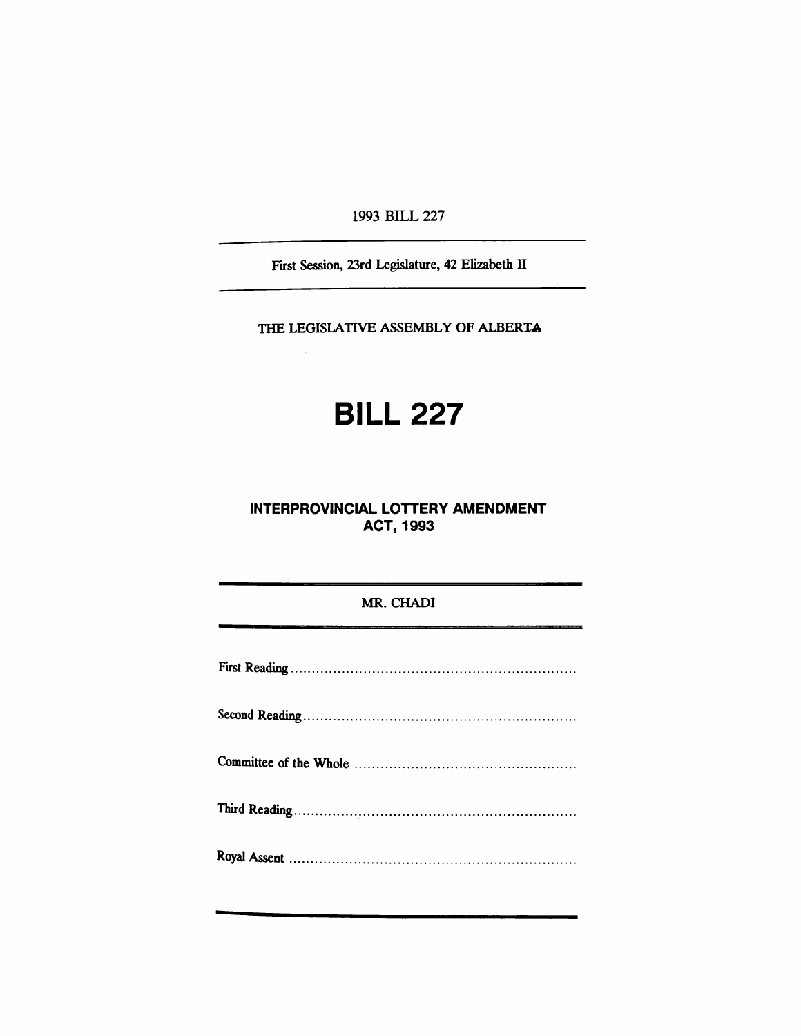1993 BILL 227

First Session, 23rd Legislature, 42 Elizabeth II

THE LEGISLATIVE ASSEMBLY OF ALBERTA

# BILL 227

## INTERPROVINCIAL LOTTERY AMENDMENT ACT, 1993

MR. CHADI

First Reading ..................................................................

Second Reading ..............................................................

Committee of the Whole ...................................................

Third Reading ..................................................................

Royal Assent ..................................................................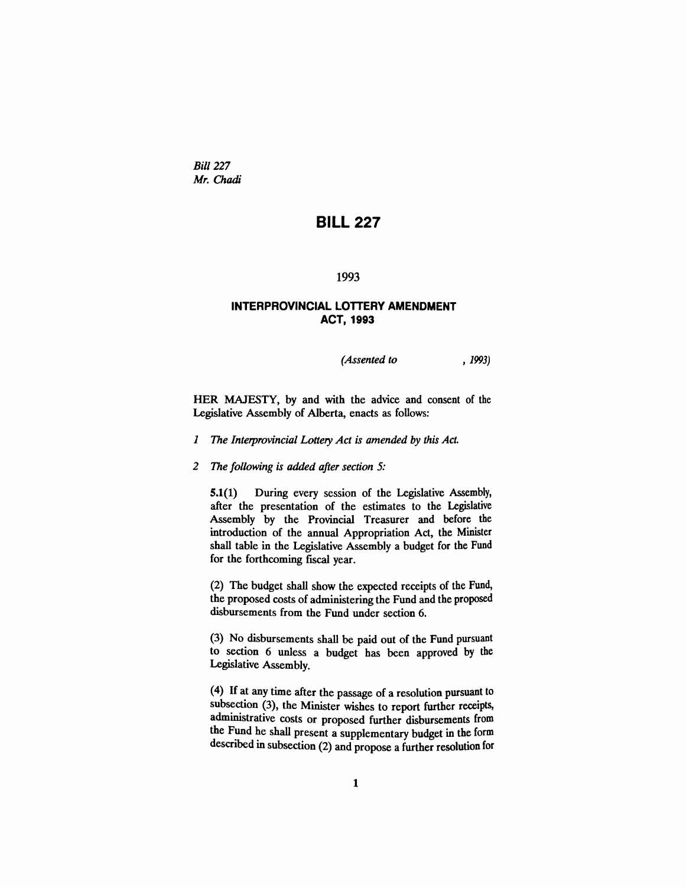*Bill 227*
*Mr. Chadi*

# BILL 227

1993

## INTERPROVINCIAL LOTTERY AMENDMENT ACT, 1993

*(Assented to , 1993)*

HER MAJESTY, by and with the advice and consent of the Legislative Assembly of Alberta, enacts as follows:

*1 The Interprovincial Lottery Act is amended by this Act.*

*2 The following is added after section 5:*

**5.1(1)** During every session of the Legislative Assembly, after the presentation of the estimates to the Legislative Assembly by the Provincial Treasurer and before the introduction of the annual Appropriation Act, the Minister shall table in the Legislative Assembly a budget for the Fund for the forthcoming fiscal year.

(2) The budget shall show the expected receipts of the Fund, the proposed costs of administering the Fund and the proposed disbursements from the Fund under section 6.

(3) No disbursements shall be paid out of the Fund pursuant to section 6 unless a budget has been approved by the Legislative Assembly.

(4) If at any time after the passage of a resolution pursuant to subsection (3), the Minister wishes to report further receipts, administrative costs or proposed further disbursements from the Fund he shall present a supplementary budget in the form described in subsection (2) and propose a further resolution for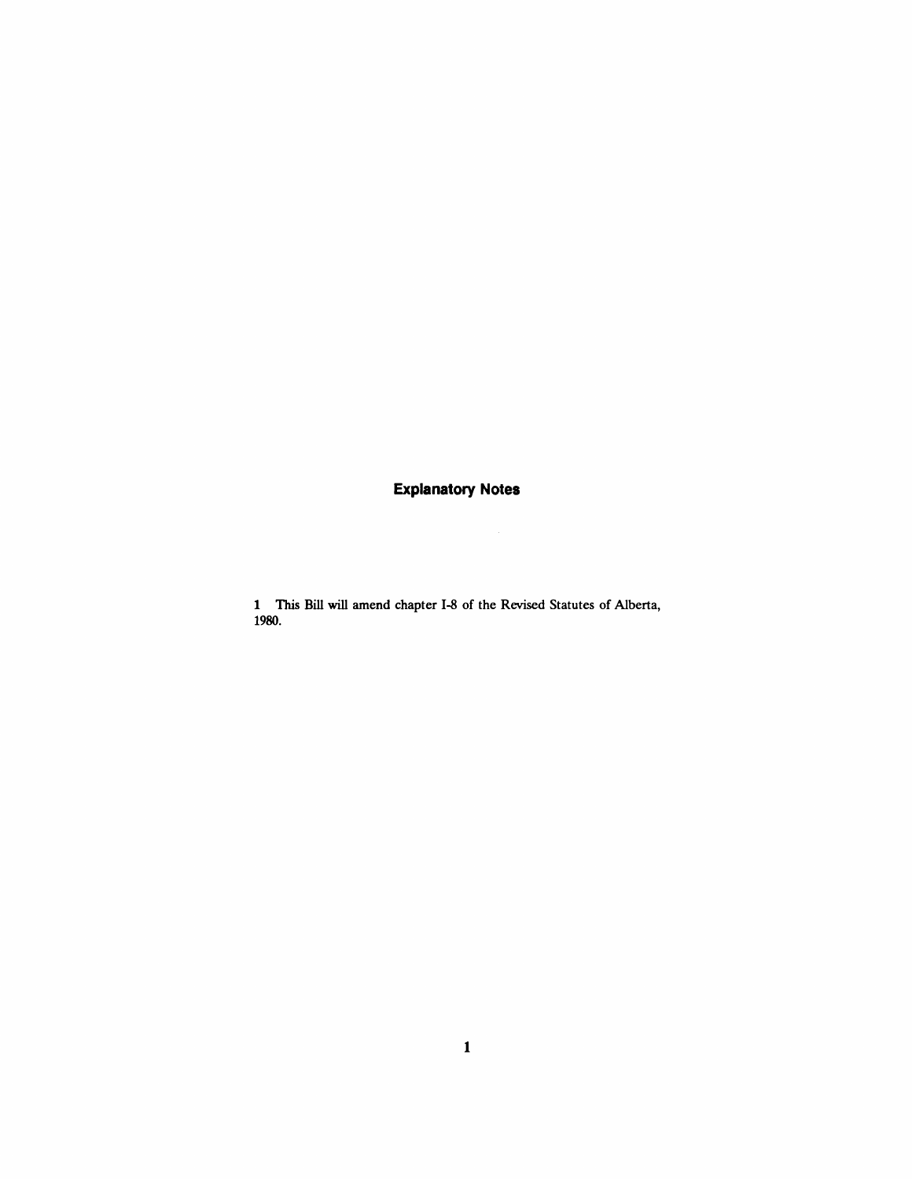## Explanatory Notes

**1** This Bill will amend chapter I-8 of the Revised Statutes of Alberta, 1980.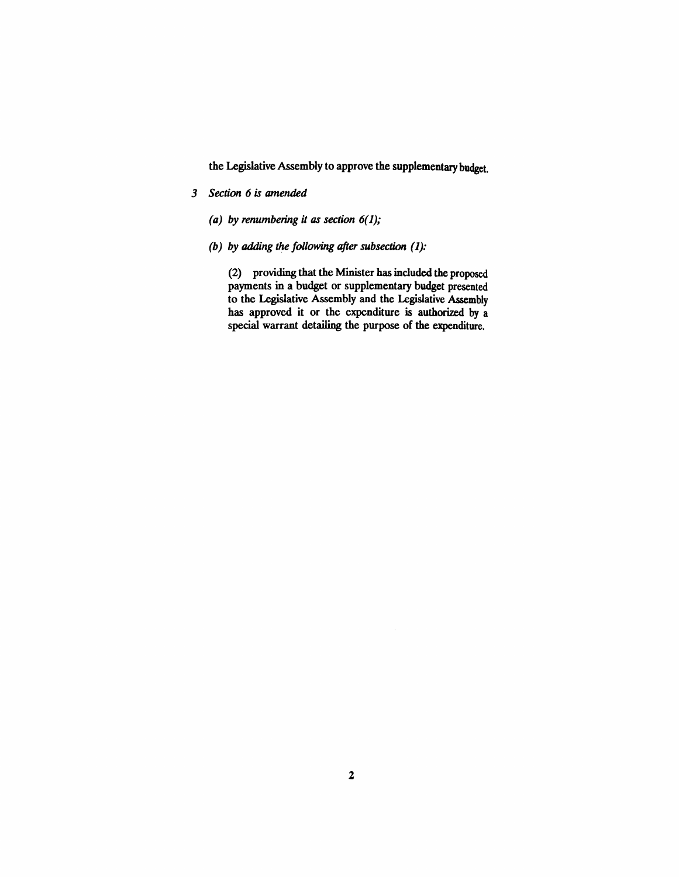the Legislative Assembly to approve the supplementary budget.

*3 Section 6 is amended*

*(a) by renumbering it as section 6(1);*

*(b) by adding the following after subsection (1):*

(2) providing that the Minister has included the proposed payments in a budget or supplementary budget presented to the Legislative Assembly and the Legislative Assembly has approved it or the expenditure is authorized by a special warrant detailing the purpose of the expenditure.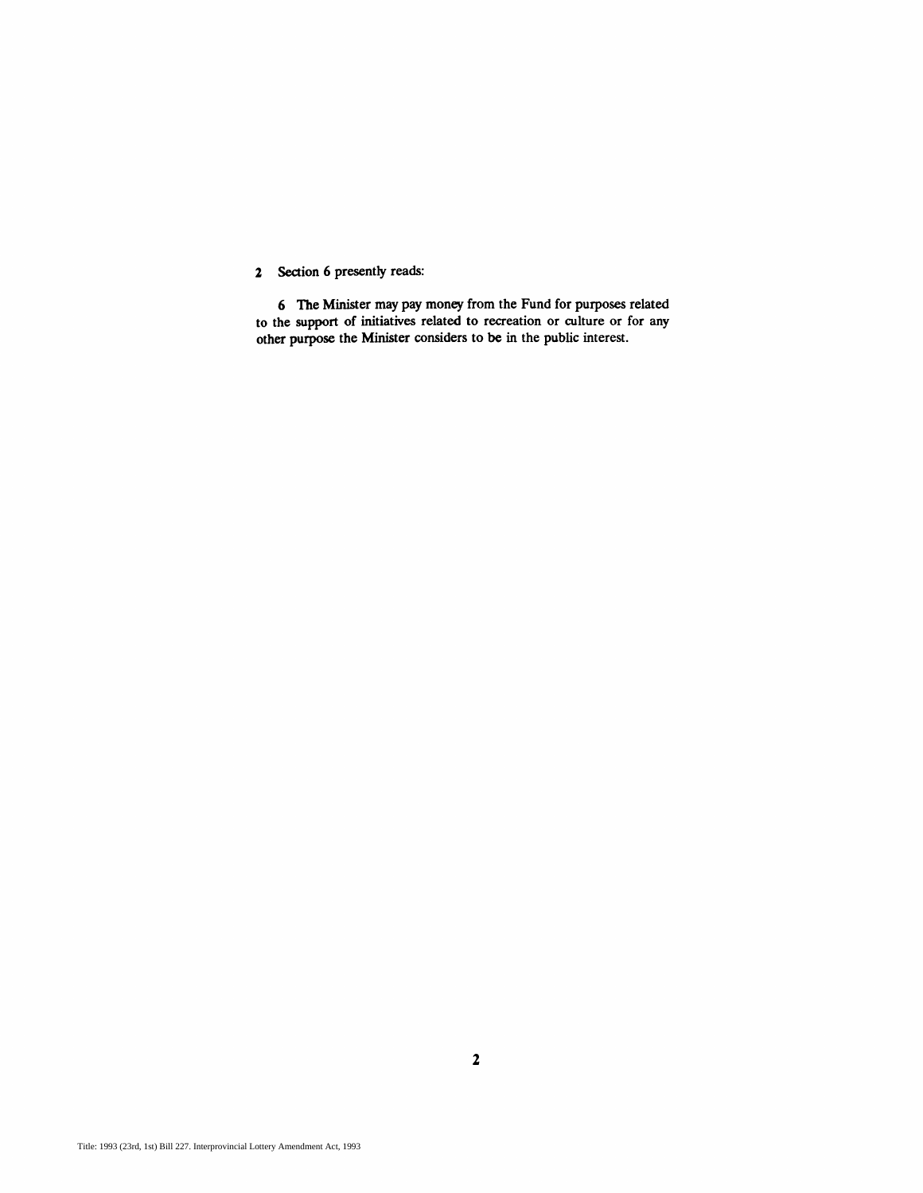**2** Section 6 presently reads:

**6** The Minister may pay money from the Fund for purposes related to the support of initiatives related to recreation or culture or for any other purpose the Minister considers to be in the public interest.